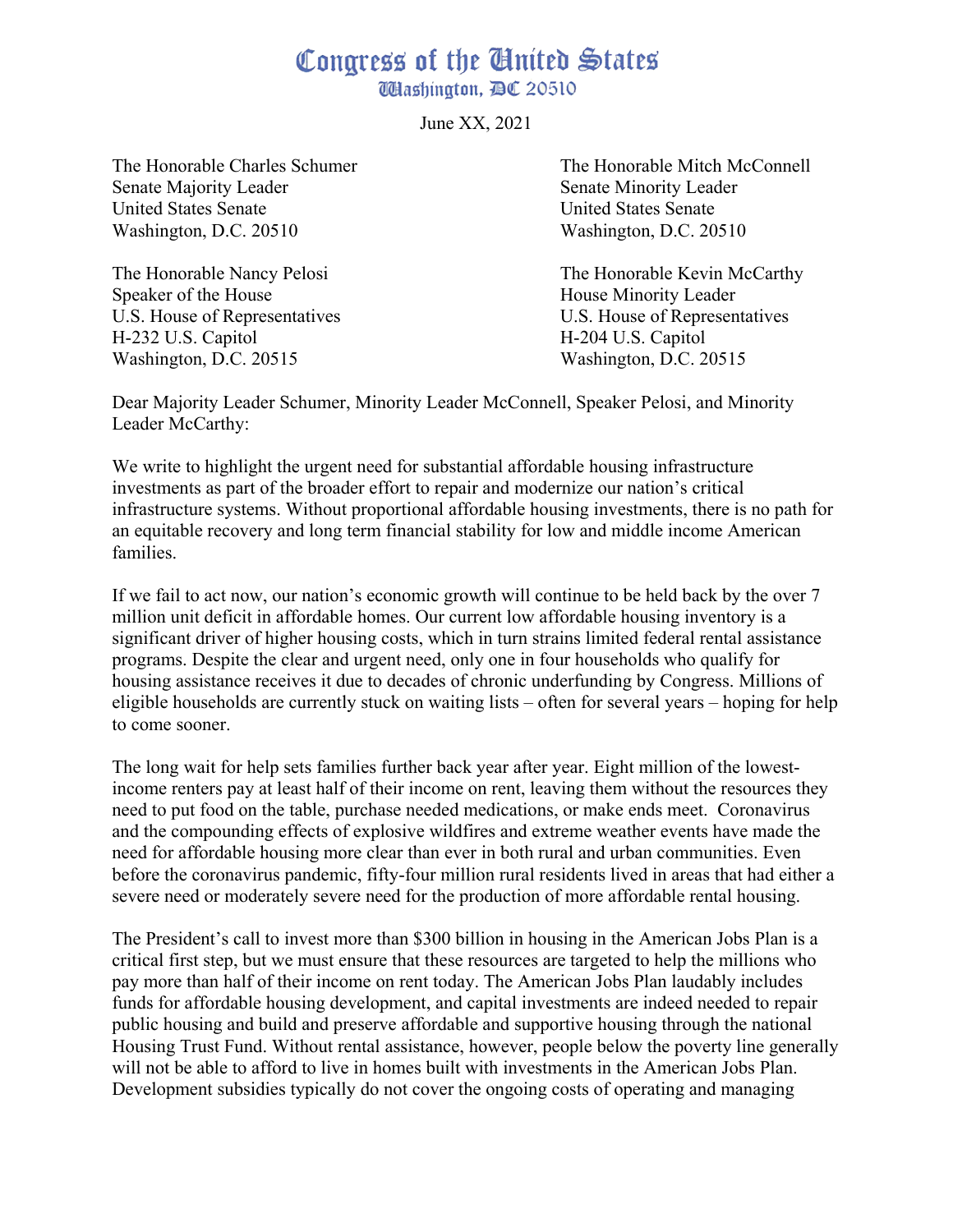# Congress of the United States
## Washington, DC 20510

June XX, 2021

The Honorable Charles Schumer
Senate Majority Leader
United States Senate
Washington, D.C. 20510

The Honorable Mitch McConnell
Senate Minority Leader
United States Senate
Washington, D.C. 20510

The Honorable Nancy Pelosi
Speaker of the House
U.S. House of Representatives
H-232 U.S. Capitol
Washington, D.C. 20515

The Honorable Kevin McCarthy
House Minority Leader
U.S. House of Representatives
H-204 U.S. Capitol
Washington, D.C. 20515

Dear Majority Leader Schumer, Minority Leader McConnell, Speaker Pelosi, and Minority Leader McCarthy:

We write to highlight the urgent need for substantial affordable housing infrastructure investments as part of the broader effort to repair and modernize our nation's critical infrastructure systems. Without proportional affordable housing investments, there is no path for an equitable recovery and long term financial stability for low and middle income American families.

If we fail to act now, our nation's economic growth will continue to be held back by the over 7 million unit deficit in affordable homes. Our current low affordable housing inventory is a significant driver of higher housing costs, which in turn strains limited federal rental assistance programs. Despite the clear and urgent need, only one in four households who qualify for housing assistance receives it due to decades of chronic underfunding by Congress. Millions of eligible households are currently stuck on waiting lists – often for several years – hoping for help to come sooner.

The long wait for help sets families further back year after year. Eight million of the lowest-income renters pay at least half of their income on rent, leaving them without the resources they need to put food on the table, purchase needed medications, or make ends meet. Coronavirus and the compounding effects of explosive wildfires and extreme weather events have made the need for affordable housing more clear than ever in both rural and urban communities. Even before the coronavirus pandemic, fifty-four million rural residents lived in areas that had either a severe need or moderately severe need for the production of more affordable rental housing.

The President's call to invest more than $300 billion in housing in the American Jobs Plan is a critical first step, but we must ensure that these resources are targeted to help the millions who pay more than half of their income on rent today. The American Jobs Plan laudably includes funds for affordable housing development, and capital investments are indeed needed to repair public housing and build and preserve affordable and supportive housing through the national Housing Trust Fund. Without rental assistance, however, people below the poverty line generally will not be able to afford to live in homes built with investments in the American Jobs Plan. Development subsidies typically do not cover the ongoing costs of operating and managing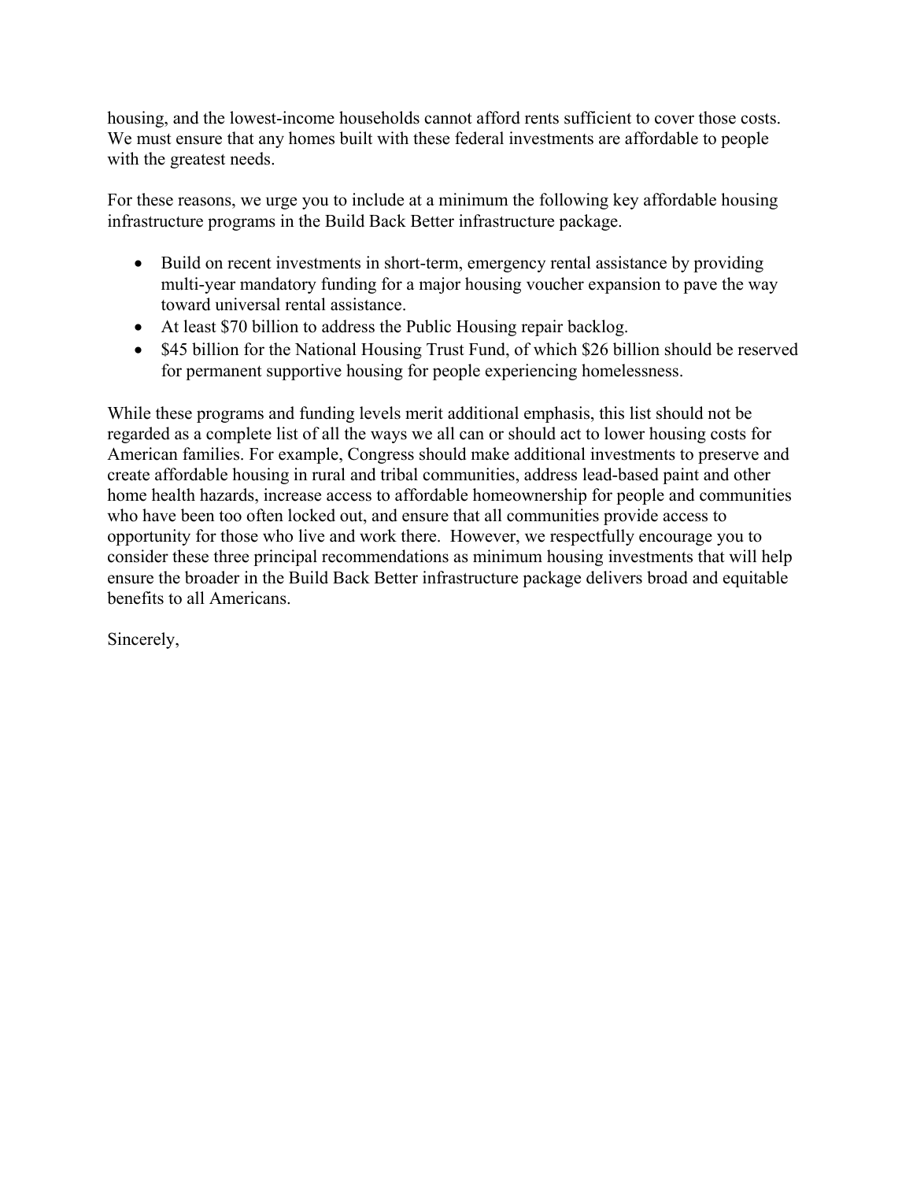housing, and the lowest-income households cannot afford rents sufficient to cover those costs. We must ensure that any homes built with these federal investments are affordable to people with the greatest needs.

For these reasons, we urge you to include at a minimum the following key affordable housing infrastructure programs in the Build Back Better infrastructure package.

- Build on recent investments in short-term, emergency rental assistance by providing multi-year mandatory funding for a major housing voucher expansion to pave the way toward universal rental assistance.
- At least $70 billion to address the Public Housing repair backlog.
- $45 billion for the National Housing Trust Fund, of which $26 billion should be reserved for permanent supportive housing for people experiencing homelessness.

While these programs and funding levels merit additional emphasis, this list should not be regarded as a complete list of all the ways we all can or should act to lower housing costs for American families. For example, Congress should make additional investments to preserve and create affordable housing in rural and tribal communities, address lead-based paint and other home health hazards, increase access to affordable homeownership for people and communities who have been too often locked out, and ensure that all communities provide access to opportunity for those who live and work there. However, we respectfully encourage you to consider these three principal recommendations as minimum housing investments that will help ensure the broader in the Build Back Better infrastructure package delivers broad and equitable benefits to all Americans.

Sincerely,